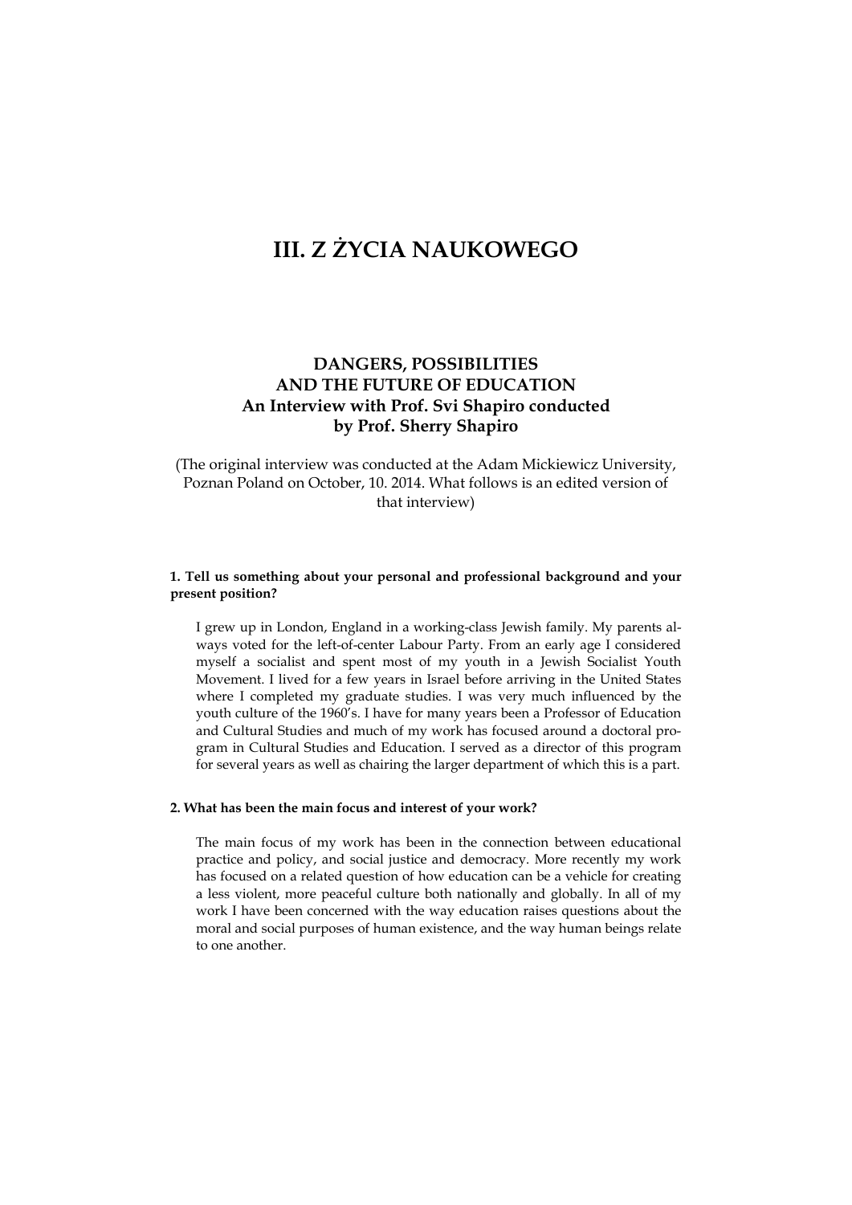# III. Z ŻYCIA NAUKOWEGO

## DANGERS, POSSIBILITIES AND THE FUTURE OF EDUCATION An Interview with Prof. Svi Shapiro conducted by Prof. Sherry Shapiro

(The original interview was conducted at the Adam Mickiewicz University, Poznan Poland on October, 10. 2014. What follows is an edited version of that interview)

**1. Tell us something about your personal and professional background and your present position?**

I grew up in London, England in a working-class Jewish family. My parents always voted for the left-of-center Labour Party. From an early age I considered myself a socialist and spent most of my youth in a Jewish Socialist Youth Movement. I lived for a few years in Israel before arriving in the United States where I completed my graduate studies. I was very much influenced by the youth culture of the 1960's. I have for many years been a Professor of Education and Cultural Studies and much of my work has focused around a doctoral program in Cultural Studies and Education. I served as a director of this program for several years as well as chairing the larger department of which this is a part.

**2. What has been the main focus and interest of your work?**

The main focus of my work has been in the connection between educational practice and policy, and social justice and democracy. More recently my work has focused on a related question of how education can be a vehicle for creating a less violent, more peaceful culture both nationally and globally. In all of my work I have been concerned with the way education raises questions about the moral and social purposes of human existence, and the way human beings relate to one another.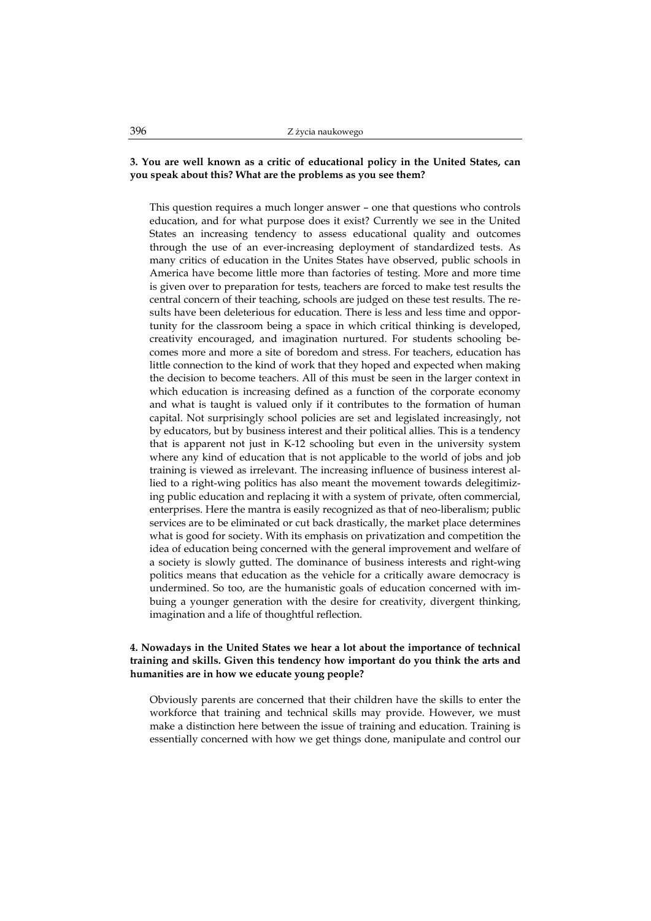**3. You are well known as a critic of educational policy in the United States, can you speak about this? What are the problems as you see them?**

This question requires a much longer answer – one that questions who controls education, and for what purpose does it exist? Currently we see in the United States an increasing tendency to assess educational quality and outcomes through the use of an ever-increasing deployment of standardized tests. As many critics of education in the Unites States have observed, public schools in America have become little more than factories of testing. More and more time is given over to preparation for tests, teachers are forced to make test results the central concern of their teaching, schools are judged on these test results. The results have been deleterious for education. There is less and less time and opportunity for the classroom being a space in which critical thinking is developed, creativity encouraged, and imagination nurtured. For students schooling becomes more and more a site of boredom and stress. For teachers, education has little connection to the kind of work that they hoped and expected when making the decision to become teachers. All of this must be seen in the larger context in which education is increasing defined as a function of the corporate economy and what is taught is valued only if it contributes to the formation of human capital. Not surprisingly school policies are set and legislated increasingly, not by educators, but by business interest and their political allies. This is a tendency that is apparent not just in K-12 schooling but even in the university system where any kind of education that is not applicable to the world of jobs and job training is viewed as irrelevant. The increasing influence of business interest allied to a right-wing politics has also meant the movement towards delegitimizing public education and replacing it with a system of private, often commercial, enterprises. Here the mantra is easily recognized as that of neo-liberalism; public services are to be eliminated or cut back drastically, the market place determines what is good for society. With its emphasis on privatization and competition the idea of education being concerned with the general improvement and welfare of a society is slowly gutted. The dominance of business interests and right-wing politics means that education as the vehicle for a critically aware democracy is undermined. So too, are the humanistic goals of education concerned with imbuing a younger generation with the desire for creativity, divergent thinking, imagination and a life of thoughtful reflection.

**4. Nowadays in the United States we hear a lot about the importance of technical training and skills. Given this tendency how important do you think the arts and humanities are in how we educate young people?**

Obviously parents are concerned that their children have the skills to enter the workforce that training and technical skills may provide. However, we must make a distinction here between the issue of training and education. Training is essentially concerned with how we get things done, manipulate and control our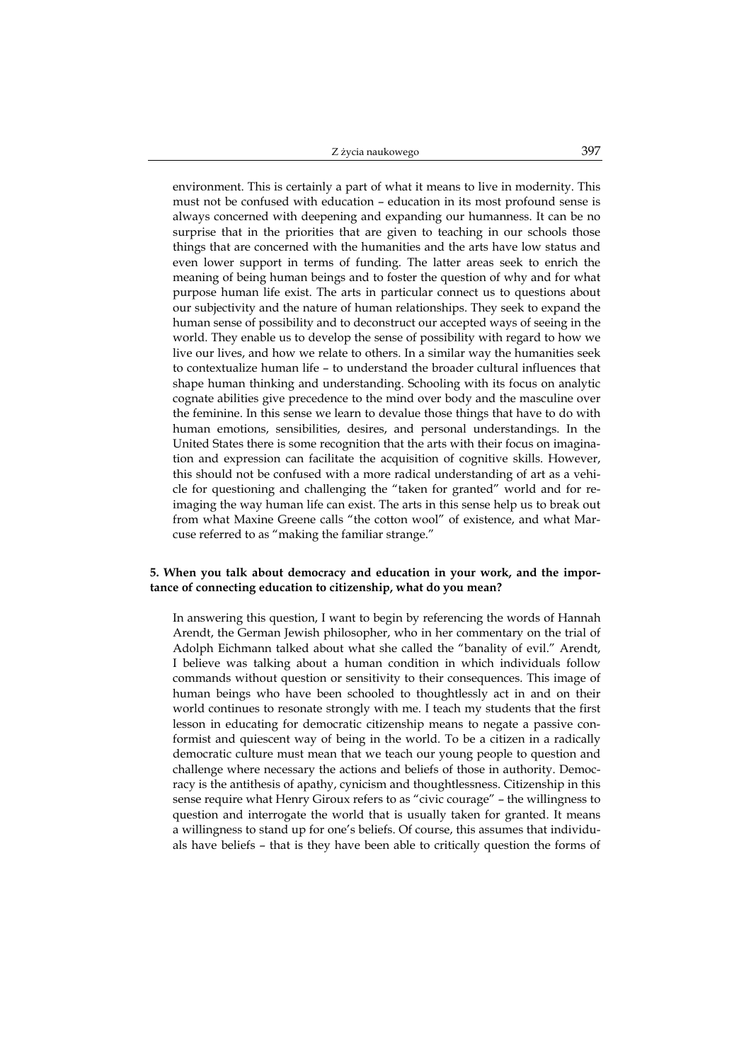environment. This is certainly a part of what it means to live in modernity. This must not be confused with education – education in its most profound sense is always concerned with deepening and expanding our humanness. It can be no surprise that in the priorities that are given to teaching in our schools those things that are concerned with the humanities and the arts have low status and even lower support in terms of funding. The latter areas seek to enrich the meaning of being human beings and to foster the question of why and for what purpose human life exist. The arts in particular connect us to questions about our subjectivity and the nature of human relationships. They seek to expand the human sense of possibility and to deconstruct our accepted ways of seeing in the world. They enable us to develop the sense of possibility with regard to how we live our lives, and how we relate to others. In a similar way the humanities seek to contextualize human life – to understand the broader cultural influences that shape human thinking and understanding. Schooling with its focus on analytic cognate abilities give precedence to the mind over body and the masculine over the feminine. In this sense we learn to devalue those things that have to do with human emotions, sensibilities, desires, and personal understandings. In the United States there is some recognition that the arts with their focus on imagination and expression can facilitate the acquisition of cognitive skills. However, this should not be confused with a more radical understanding of art as a vehicle for questioning and challenging the "taken for granted" world and for re-imaging the way human life can exist. The arts in this sense help us to break out from what Maxine Greene calls "the cotton wool" of existence, and what Marcuse referred to as "making the familiar strange."

**5. When you talk about democracy and education in your work, and the importance of connecting education to citizenship, what do you mean?**

In answering this question, I want to begin by referencing the words of Hannah Arendt, the German Jewish philosopher, who in her commentary on the trial of Adolph Eichmann talked about what she called the "banality of evil." Arendt, I believe was talking about a human condition in which individuals follow commands without question or sensitivity to their consequences. This image of human beings who have been schooled to thoughtlessly act in and on their world continues to resonate strongly with me. I teach my students that the first lesson in educating for democratic citizenship means to negate a passive conformist and quiescent way of being in the world. To be a citizen in a radically democratic culture must mean that we teach our young people to question and challenge where necessary the actions and beliefs of those in authority. Democracy is the antithesis of apathy, cynicism and thoughtlessness. Citizenship in this sense require what Henry Giroux refers to as "civic courage" – the willingness to question and interrogate the world that is usually taken for granted. It means a willingness to stand up for one's beliefs. Of course, this assumes that individuals have beliefs – that is they have been able to critically question the forms of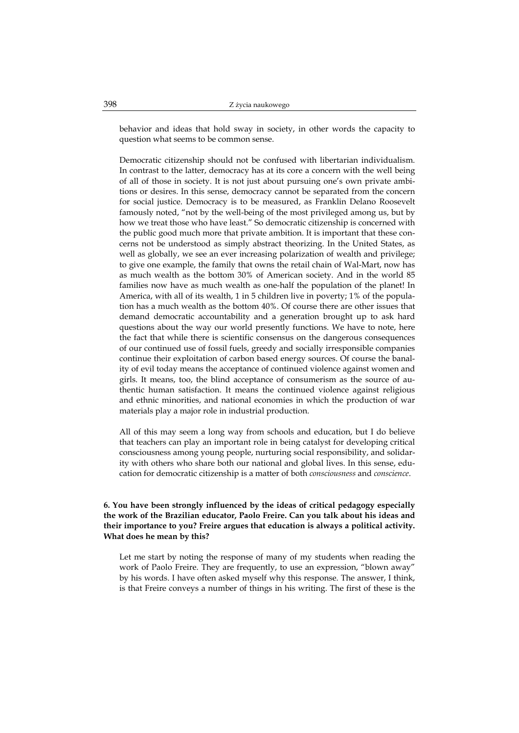behavior and ideas that hold sway in society, in other words the capacity to question what seems to be common sense.

Democratic citizenship should not be confused with libertarian individualism. In contrast to the latter, democracy has at its core a concern with the well being of all of those in society. It is not just about pursuing one's own private ambitions or desires. In this sense, democracy cannot be separated from the concern for social justice. Democracy is to be measured, as Franklin Delano Roosevelt famously noted, "not by the well-being of the most privileged among us, but by how we treat those who have least." So democratic citizenship is concerned with the public good much more that private ambition. It is important that these concerns not be understood as simply abstract theorizing. In the United States, as well as globally, we see an ever increasing polarization of wealth and privilege; to give one example, the family that owns the retail chain of Wal-Mart, now has as much wealth as the bottom 30% of American society. And in the world 85 families now have as much wealth as one-half the population of the planet! In America, with all of its wealth, 1 in 5 children live in poverty; 1% of the population has a much wealth as the bottom 40%. Of course there are other issues that demand democratic accountability and a generation brought up to ask hard questions about the way our world presently functions. We have to note, here the fact that while there is scientific consensus on the dangerous consequences of our continued use of fossil fuels, greedy and socially irresponsible companies continue their exploitation of carbon based energy sources. Of course the banality of evil today means the acceptance of continued violence against women and girls. It means, too, the blind acceptance of consumerism as the source of authentic human satisfaction. It means the continued violence against religious and ethnic minorities, and national economies in which the production of war materials play a major role in industrial production.

All of this may seem a long way from schools and education, but I do believe that teachers can play an important role in being catalyst for developing critical consciousness among young people, nurturing social responsibility, and solidarity with others who share both our national and global lives. In this sense, education for democratic citizenship is a matter of both *consciousness* and *conscience*.

**6. You have been strongly influenced by the ideas of critical pedagogy especially the work of the Brazilian educator, Paolo Freire. Can you talk about his ideas and their importance to you? Freire argues that education is always a political activity. What does he mean by this?**

Let me start by noting the response of many of my students when reading the work of Paolo Freire. They are frequently, to use an expression, "blown away" by his words. I have often asked myself why this response. The answer, I think, is that Freire conveys a number of things in his writing. The first of these is the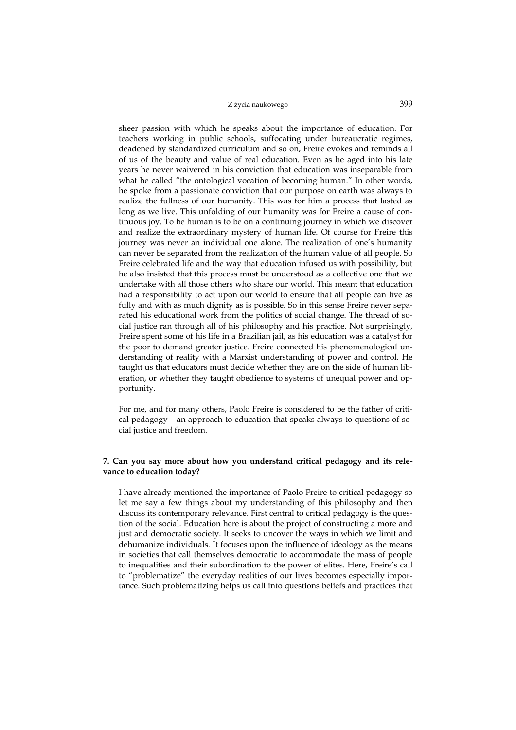sheer passion with which he speaks about the importance of education. For teachers working in public schools, suffocating under bureaucratic regimes, deadened by standardized curriculum and so on, Freire evokes and reminds all of us of the beauty and value of real education. Even as he aged into his late years he never waivered in his conviction that education was inseparable from what he called "the ontological vocation of becoming human." In other words, he spoke from a passionate conviction that our purpose on earth was always to realize the fullness of our humanity. This was for him a process that lasted as long as we live. This unfolding of our humanity was for Freire a cause of continuous joy. To be human is to be on a continuing journey in which we discover and realize the extraordinary mystery of human life. Of course for Freire this journey was never an individual one alone. The realization of one's humanity can never be separated from the realization of the human value of all people. So Freire celebrated life and the way that education infused us with possibility, but he also insisted that this process must be understood as a collective one that we undertake with all those others who share our world. This meant that education had a responsibility to act upon our world to ensure that all people can live as fully and with as much dignity as is possible. So in this sense Freire never separated his educational work from the politics of social change. The thread of social justice ran through all of his philosophy and his practice. Not surprisingly, Freire spent some of his life in a Brazilian jail, as his education was a catalyst for the poor to demand greater justice. Freire connected his phenomenological understanding of reality with a Marxist understanding of power and control. He taught us that educators must decide whether they are on the side of human liberation, or whether they taught obedience to systems of unequal power and opportunity.

For me, and for many others, Paolo Freire is considered to be the father of critical pedagogy – an approach to education that speaks always to questions of social justice and freedom.

**7. Can you say more about how you understand critical pedagogy and its relevance to education today?**

I have already mentioned the importance of Paolo Freire to critical pedagogy so let me say a few things about my understanding of this philosophy and then discuss its contemporary relevance. First central to critical pedagogy is the question of the social. Education here is about the project of constructing a more and just and democratic society. It seeks to uncover the ways in which we limit and dehumanize individuals. It focuses upon the influence of ideology as the means in societies that call themselves democratic to accommodate the mass of people to inequalities and their subordination to the power of elites. Here, Freire's call to "problematize" the everyday realities of our lives becomes especially importance. Such problematizing helps us call into questions beliefs and practices that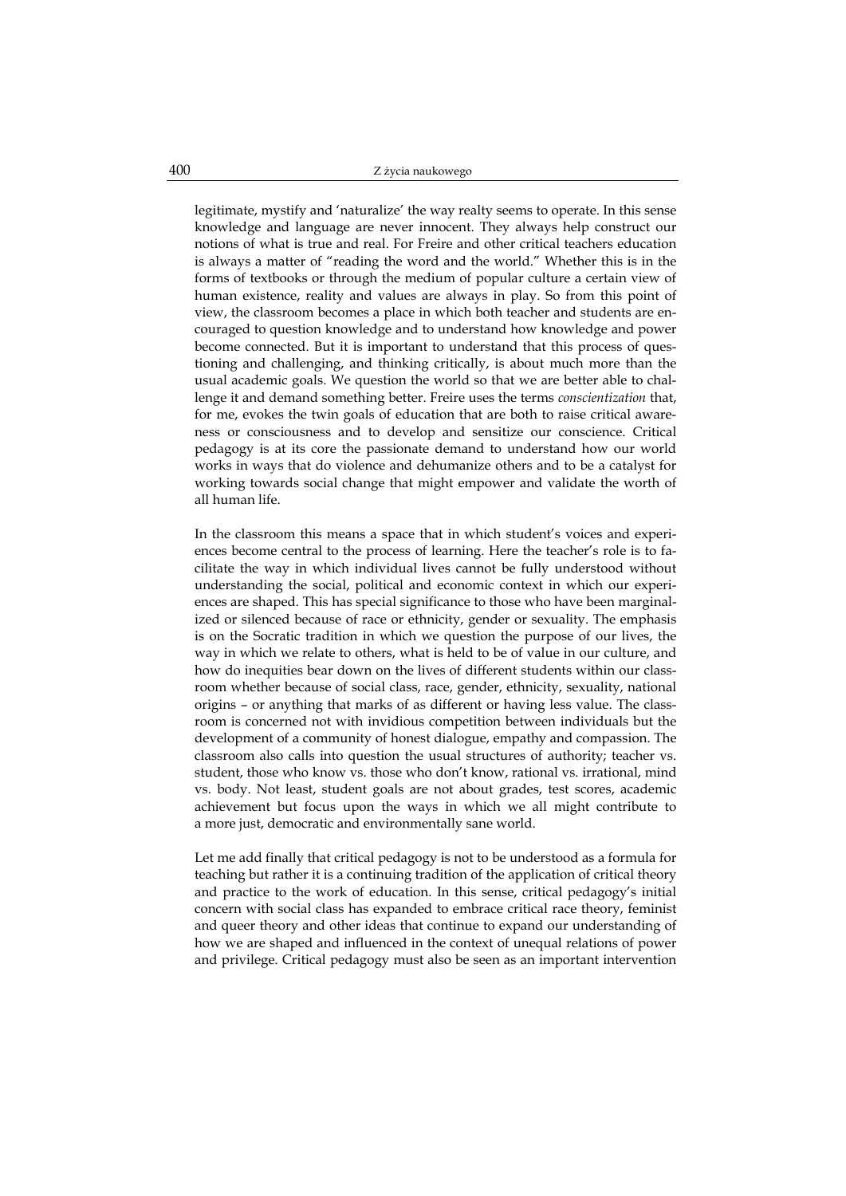legitimate, mystify and 'naturalize' the way realty seems to operate. In this sense knowledge and language are never innocent. They always help construct our notions of what is true and real. For Freire and other critical teachers education is always a matter of "reading the word and the world." Whether this is in the forms of textbooks or through the medium of popular culture a certain view of human existence, reality and values are always in play. So from this point of view, the classroom becomes a place in which both teacher and students are encouraged to question knowledge and to understand how knowledge and power become connected. But it is important to understand that this process of questioning and challenging, and thinking critically, is about much more than the usual academic goals. We question the world so that we are better able to challenge it and demand something better. Freire uses the terms *conscientization* that, for me, evokes the twin goals of education that are both to raise critical awareness or consciousness and to develop and sensitize our conscience. Critical pedagogy is at its core the passionate demand to understand how our world works in ways that do violence and dehumanize others and to be a catalyst for working towards social change that might empower and validate the worth of all human life.

In the classroom this means a space that in which student's voices and experiences become central to the process of learning. Here the teacher's role is to facilitate the way in which individual lives cannot be fully understood without understanding the social, political and economic context in which our experiences are shaped. This has special significance to those who have been marginalized or silenced because of race or ethnicity, gender or sexuality. The emphasis is on the Socratic tradition in which we question the purpose of our lives, the way in which we relate to others, what is held to be of value in our culture, and how do inequities bear down on the lives of different students within our classroom whether because of social class, race, gender, ethnicity, sexuality, national origins – or anything that marks of as different or having less value. The classroom is concerned not with invidious competition between individuals but the development of a community of honest dialogue, empathy and compassion. The classroom also calls into question the usual structures of authority; teacher vs. student, those who know vs. those who don't know, rational vs. irrational, mind vs. body. Not least, student goals are not about grades, test scores, academic achievement but focus upon the ways in which we all might contribute to a more just, democratic and environmentally sane world.

Let me add finally that critical pedagogy is not to be understood as a formula for teaching but rather it is a continuing tradition of the application of critical theory and practice to the work of education. In this sense, critical pedagogy's initial concern with social class has expanded to embrace critical race theory, feminist and queer theory and other ideas that continue to expand our understanding of how we are shaped and influenced in the context of unequal relations of power and privilege. Critical pedagogy must also be seen as an important intervention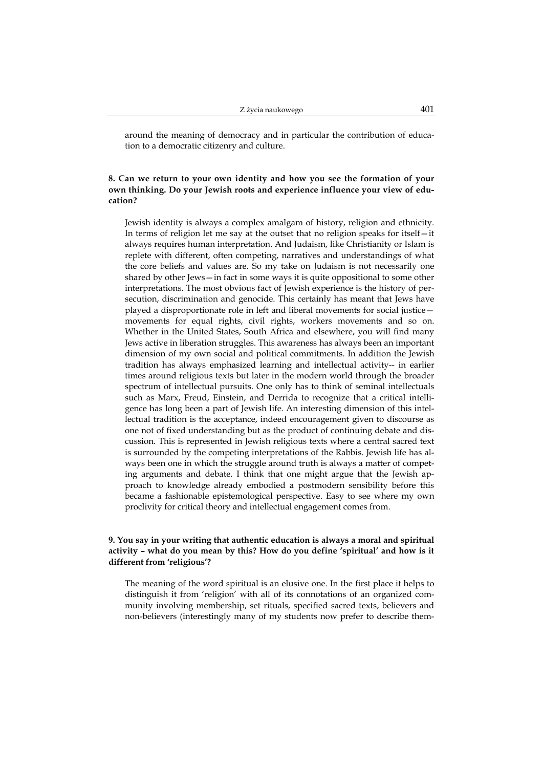around the meaning of democracy and in particular the contribution of education to a democratic citizenry and culture.

**8. Can we return to your own identity and how you see the formation of your own thinking. Do your Jewish roots and experience influence your view of education?**

Jewish identity is always a complex amalgam of history, religion and ethnicity. In terms of religion let me say at the outset that no religion speaks for itself—it always requires human interpretation. And Judaism, like Christianity or Islam is replete with different, often competing, narratives and understandings of what the core beliefs and values are. So my take on Judaism is not necessarily one shared by other Jews—in fact in some ways it is quite oppositional to some other interpretations. The most obvious fact of Jewish experience is the history of persecution, discrimination and genocide. This certainly has meant that Jews have played a disproportionate role in left and liberal movements for social justice—movements for equal rights, civil rights, workers movements and so on. Whether in the United States, South Africa and elsewhere, you will find many Jews active in liberation struggles. This awareness has always been an important dimension of my own social and political commitments. In addition the Jewish tradition has always emphasized learning and intellectual activity-- in earlier times around religious texts but later in the modern world through the broader spectrum of intellectual pursuits. One only has to think of seminal intellectuals such as Marx, Freud, Einstein, and Derrida to recognize that a critical intelligence has long been a part of Jewish life. An interesting dimension of this intellectual tradition is the acceptance, indeed encouragement given to discourse as one not of fixed understanding but as the product of continuing debate and discussion. This is represented in Jewish religious texts where a central sacred text is surrounded by the competing interpretations of the Rabbis. Jewish life has always been one in which the struggle around truth is always a matter of competing arguments and debate. I think that one might argue that the Jewish approach to knowledge already embodied a postmodern sensibility before this became a fashionable epistemological perspective. Easy to see where my own proclivity for critical theory and intellectual engagement comes from.

**9. You say in your writing that authentic education is always a moral and spiritual activity – what do you mean by this? How do you define 'spiritual' and how is it different from 'religious'?**

The meaning of the word spiritual is an elusive one. In the first place it helps to distinguish it from 'religion' with all of its connotations of an organized community involving membership, set rituals, specified sacred texts, believers and non-believers (interestingly many of my students now prefer to describe them-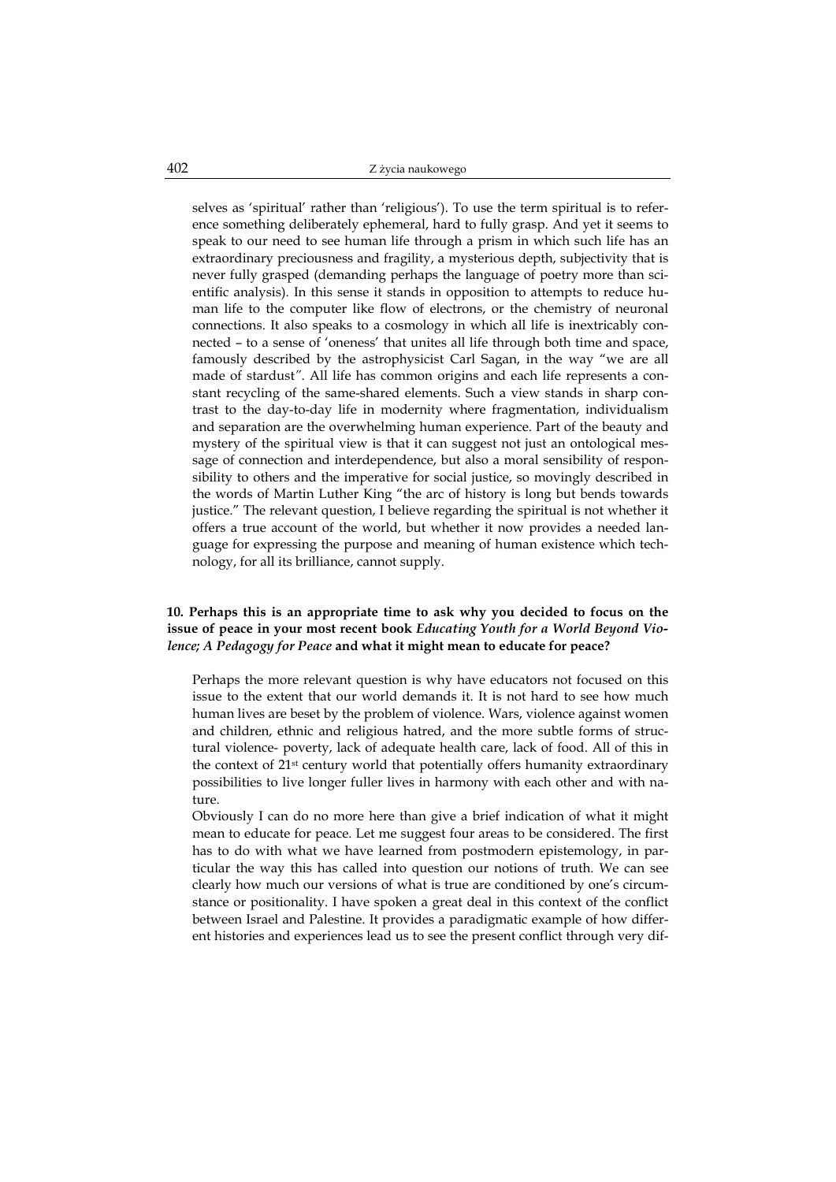selves as 'spiritual' rather than 'religious'). To use the term spiritual is to reference something deliberately ephemeral, hard to fully grasp. And yet it seems to speak to our need to see human life through a prism in which such life has an extraordinary preciousness and fragility, a mysterious depth, subjectivity that is never fully grasped (demanding perhaps the language of poetry more than scientific analysis). In this sense it stands in opposition to attempts to reduce human life to the computer like flow of electrons, or the chemistry of neuronal connections. It also speaks to a cosmology in which all life is inextricably connected – to a sense of 'oneness' that unites all life through both time and space, famously described by the astrophysicist Carl Sagan, in the way "we are all made of stardust". All life has common origins and each life represents a constant recycling of the same-shared elements. Such a view stands in sharp contrast to the day-to-day life in modernity where fragmentation, individualism and separation are the overwhelming human experience. Part of the beauty and mystery of the spiritual view is that it can suggest not just an ontological message of connection and interdependence, but also a moral sensibility of responsibility to others and the imperative for social justice, so movingly described in the words of Martin Luther King "the arc of history is long but bends towards justice." The relevant question, I believe regarding the spiritual is not whether it offers a true account of the world, but whether it now provides a needed language for expressing the purpose and meaning of human existence which technology, for all its brilliance, cannot supply.

**10. Perhaps this is an appropriate time to ask why you decided to focus on the issue of peace in your most recent book *Educating Youth for a World Beyond Violence; A Pedagogy for Peace* and what it might mean to educate for peace?**

Perhaps the more relevant question is why have educators not focused on this issue to the extent that our world demands it. It is not hard to see how much human lives are beset by the problem of violence. Wars, violence against women and children, ethnic and religious hatred, and the more subtle forms of structural violence- poverty, lack of adequate health care, lack of food. All of this in the context of 21st century world that potentially offers humanity extraordinary possibilities to live longer fuller lives in harmony with each other and with nature.

Obviously I can do no more here than give a brief indication of what it might mean to educate for peace. Let me suggest four areas to be considered. The first has to do with what we have learned from postmodern epistemology, in particular the way this has called into question our notions of truth. We can see clearly how much our versions of what is true are conditioned by one's circumstance or positionality. I have spoken a great deal in this context of the conflict between Israel and Palestine. It provides a paradigmatic example of how different histories and experiences lead us to see the present conflict through very dif-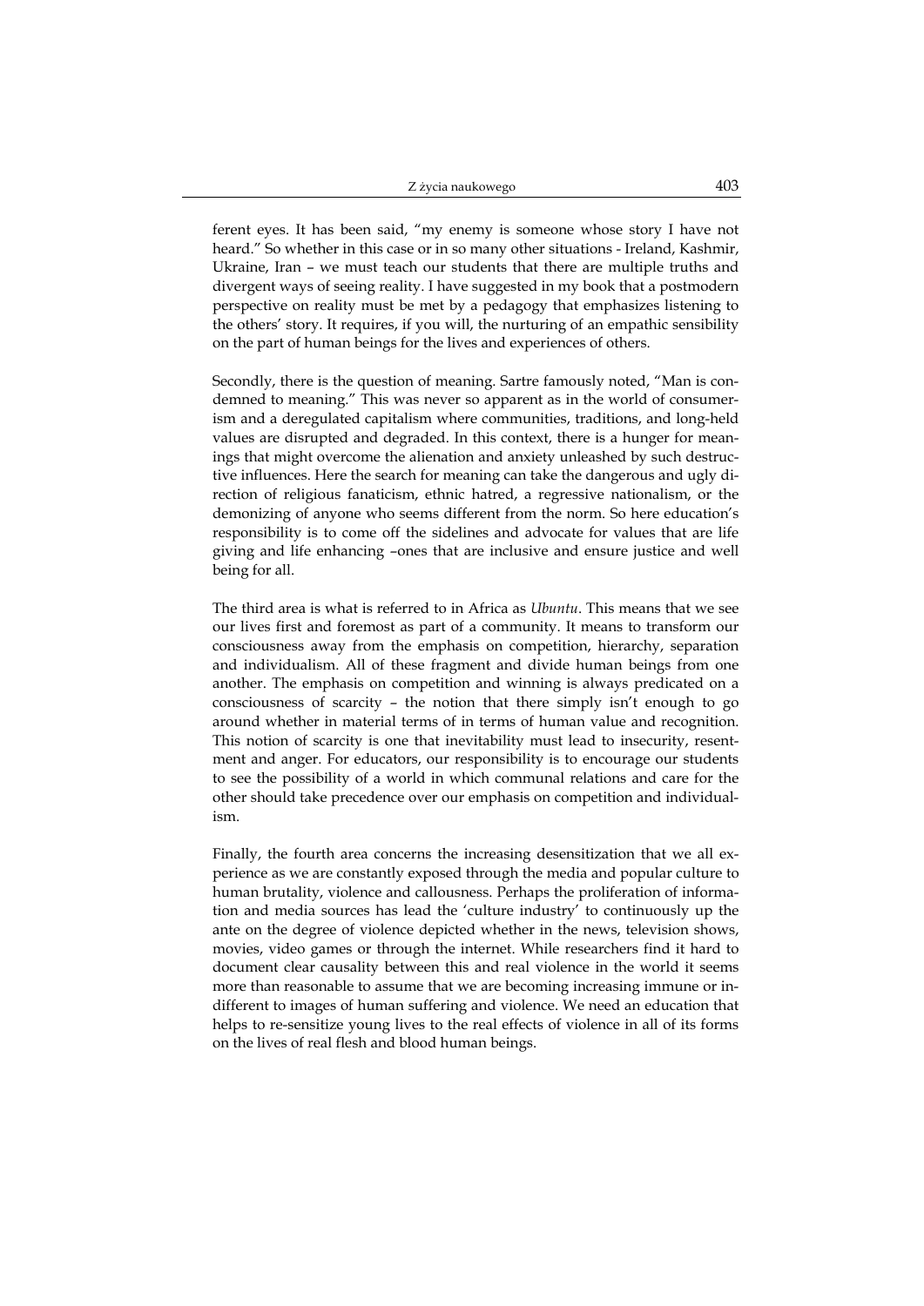ferent eyes. It has been said, "my enemy is someone whose story I have not heard." So whether in this case or in so many other situations - Ireland, Kashmir, Ukraine, Iran – we must teach our students that there are multiple truths and divergent ways of seeing reality. I have suggested in my book that a postmodern perspective on reality must be met by a pedagogy that emphasizes listening to the others' story. It requires, if you will, the nurturing of an empathic sensibility on the part of human beings for the lives and experiences of others.

Secondly, there is the question of meaning. Sartre famously noted, "Man is condemned to meaning." This was never so apparent as in the world of consumerism and a deregulated capitalism where communities, traditions, and long-held values are disrupted and degraded. In this context, there is a hunger for meanings that might overcome the alienation and anxiety unleashed by such destructive influences. Here the search for meaning can take the dangerous and ugly direction of religious fanaticism, ethnic hatred, a regressive nationalism, or the demonizing of anyone who seems different from the norm. So here education's responsibility is to come off the sidelines and advocate for values that are life giving and life enhancing –ones that are inclusive and ensure justice and well being for all.

The third area is what is referred to in Africa as *Ubuntu*. This means that we see our lives first and foremost as part of a community. It means to transform our consciousness away from the emphasis on competition, hierarchy, separation and individualism. All of these fragment and divide human beings from one another. The emphasis on competition and winning is always predicated on a consciousness of scarcity – the notion that there simply isn't enough to go around whether in material terms of in terms of human value and recognition. This notion of scarcity is one that inevitability must lead to insecurity, resentment and anger. For educators, our responsibility is to encourage our students to see the possibility of a world in which communal relations and care for the other should take precedence over our emphasis on competition and individualism.

Finally, the fourth area concerns the increasing desensitization that we all experience as we are constantly exposed through the media and popular culture to human brutality, violence and callousness. Perhaps the proliferation of information and media sources has lead the 'culture industry' to continuously up the ante on the degree of violence depicted whether in the news, television shows, movies, video games or through the internet. While researchers find it hard to document clear causality between this and real violence in the world it seems more than reasonable to assume that we are becoming increasing immune or indifferent to images of human suffering and violence. We need an education that helps to re-sensitize young lives to the real effects of violence in all of its forms on the lives of real flesh and blood human beings.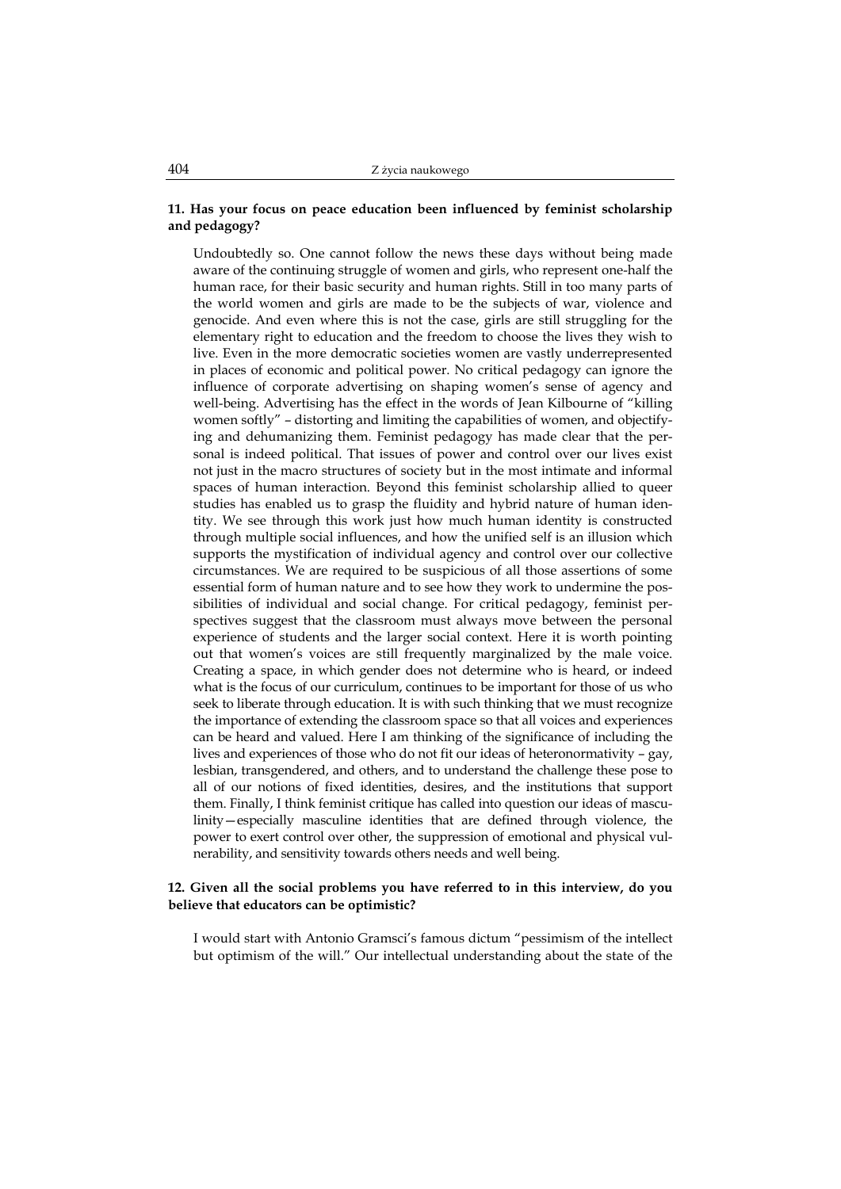**11. Has your focus on peace education been influenced by feminist scholarship and pedagogy?**

Undoubtedly so. One cannot follow the news these days without being made aware of the continuing struggle of women and girls, who represent one-half the human race, for their basic security and human rights. Still in too many parts of the world women and girls are made to be the subjects of war, violence and genocide. And even where this is not the case, girls are still struggling for the elementary right to education and the freedom to choose the lives they wish to live. Even in the more democratic societies women are vastly underrepresented in places of economic and political power. No critical pedagogy can ignore the influence of corporate advertising on shaping women's sense of agency and well-being. Advertising has the effect in the words of Jean Kilbourne of "killing women softly" – distorting and limiting the capabilities of women, and objectifying and dehumanizing them. Feminist pedagogy has made clear that the personal is indeed political. That issues of power and control over our lives exist not just in the macro structures of society but in the most intimate and informal spaces of human interaction. Beyond this feminist scholarship allied to queer studies has enabled us to grasp the fluidity and hybrid nature of human identity. We see through this work just how much human identity is constructed through multiple social influences, and how the unified self is an illusion which supports the mystification of individual agency and control over our collective circumstances. We are required to be suspicious of all those assertions of some essential form of human nature and to see how they work to undermine the possibilities of individual and social change. For critical pedagogy, feminist perspectives suggest that the classroom must always move between the personal experience of students and the larger social context. Here it is worth pointing out that women's voices are still frequently marginalized by the male voice. Creating a space, in which gender does not determine who is heard, or indeed what is the focus of our curriculum, continues to be important for those of us who seek to liberate through education. It is with such thinking that we must recognize the importance of extending the classroom space so that all voices and experiences can be heard and valued. Here I am thinking of the significance of including the lives and experiences of those who do not fit our ideas of heteronormativity – gay, lesbian, transgendered, and others, and to understand the challenge these pose to all of our notions of fixed identities, desires, and the institutions that support them. Finally, I think feminist critique has called into question our ideas of masculinity—especially masculine identities that are defined through violence, the power to exert control over other, the suppression of emotional and physical vulnerability, and sensitivity towards others needs and well being.

**12. Given all the social problems you have referred to in this interview, do you believe that educators can be optimistic?**

I would start with Antonio Gramsci's famous dictum "pessimism of the intellect but optimism of the will." Our intellectual understanding about the state of the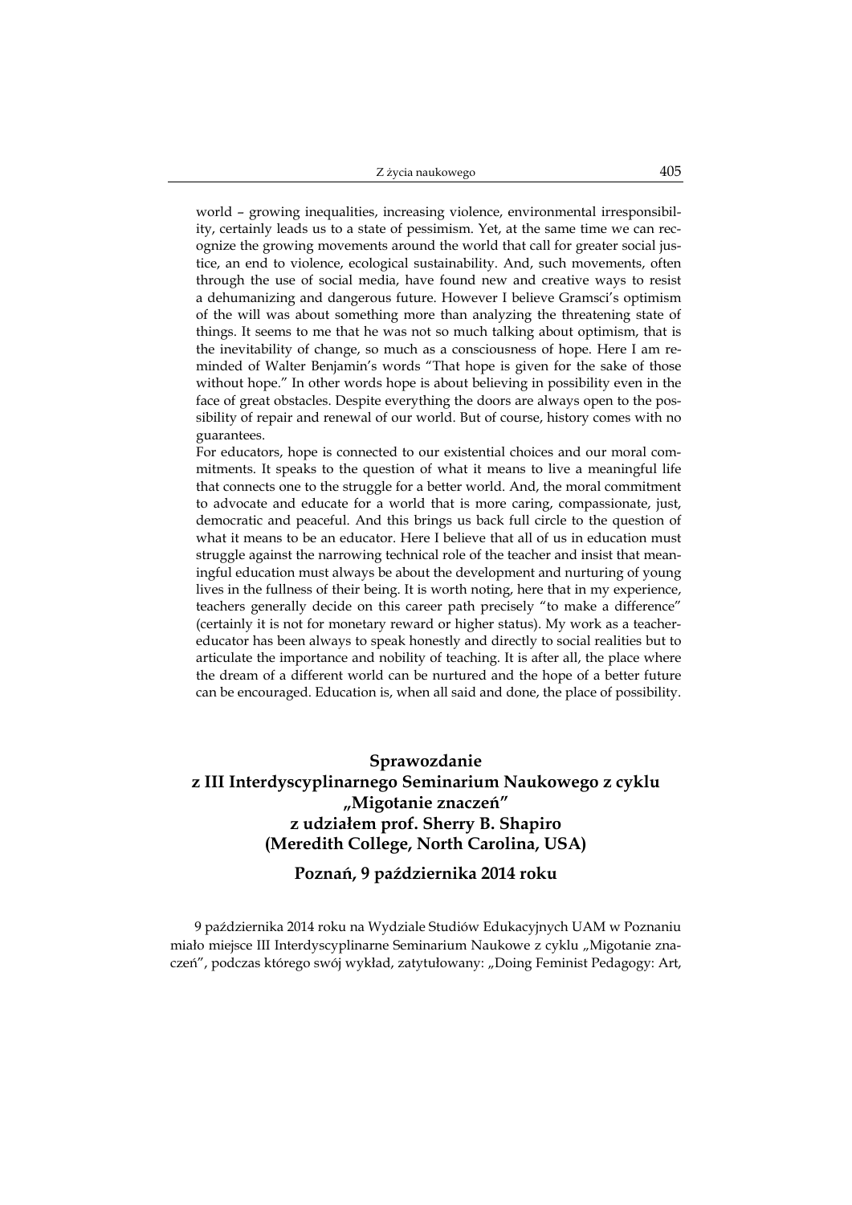world – growing inequalities, increasing violence, environmental irresponsibility, certainly leads us to a state of pessimism. Yet, at the same time we can recognize the growing movements around the world that call for greater social justice, an end to violence, ecological sustainability. And, such movements, often through the use of social media, have found new and creative ways to resist a dehumanizing and dangerous future. However I believe Gramsci's optimism of the will was about something more than analyzing the threatening state of things. It seems to me that he was not so much talking about optimism, that is the inevitability of change, so much as a consciousness of hope. Here I am reminded of Walter Benjamin's words "That hope is given for the sake of those without hope." In other words hope is about believing in possibility even in the face of great obstacles. Despite everything the doors are always open to the possibility of repair and renewal of our world. But of course, history comes with no guarantees.

For educators, hope is connected to our existential choices and our moral commitments. It speaks to the question of what it means to live a meaningful life that connects one to the struggle for a better world. And, the moral commitment to advocate and educate for a world that is more caring, compassionate, just, democratic and peaceful. And this brings us back full circle to the question of what it means to be an educator. Here I believe that all of us in education must struggle against the narrowing technical role of the teacher and insist that meaningful education must always be about the development and nurturing of young lives in the fullness of their being. It is worth noting, here that in my experience, teachers generally decide on this career path precisely "to make a difference" (certainly it is not for monetary reward or higher status). My work as a teacher-educator has been always to speak honestly and directly to social realities but to articulate the importance and nobility of teaching. It is after all, the place where the dream of a different world can be nurtured and the hope of a better future can be encouraged. Education is, when all said and done, the place of possibility.

## Sprawozdanie z III Interdyscyplinarnego Seminarium Naukowego z cyklu „Migotanie znaczeń" z udziałem prof. Sherry B. Shapiro (Meredith College, North Carolina, USA)

### Poznań, 9 października 2014 roku

9 października 2014 roku na Wydziale Studiów Edukacyjnych UAM w Poznaniu miało miejsce III Interdyscyplinarne Seminarium Naukowe z cyklu „Migotanie znaczeń", podczas którego swój wykład, zatytułowany: „Doing Feminist Pedagogy: Art,